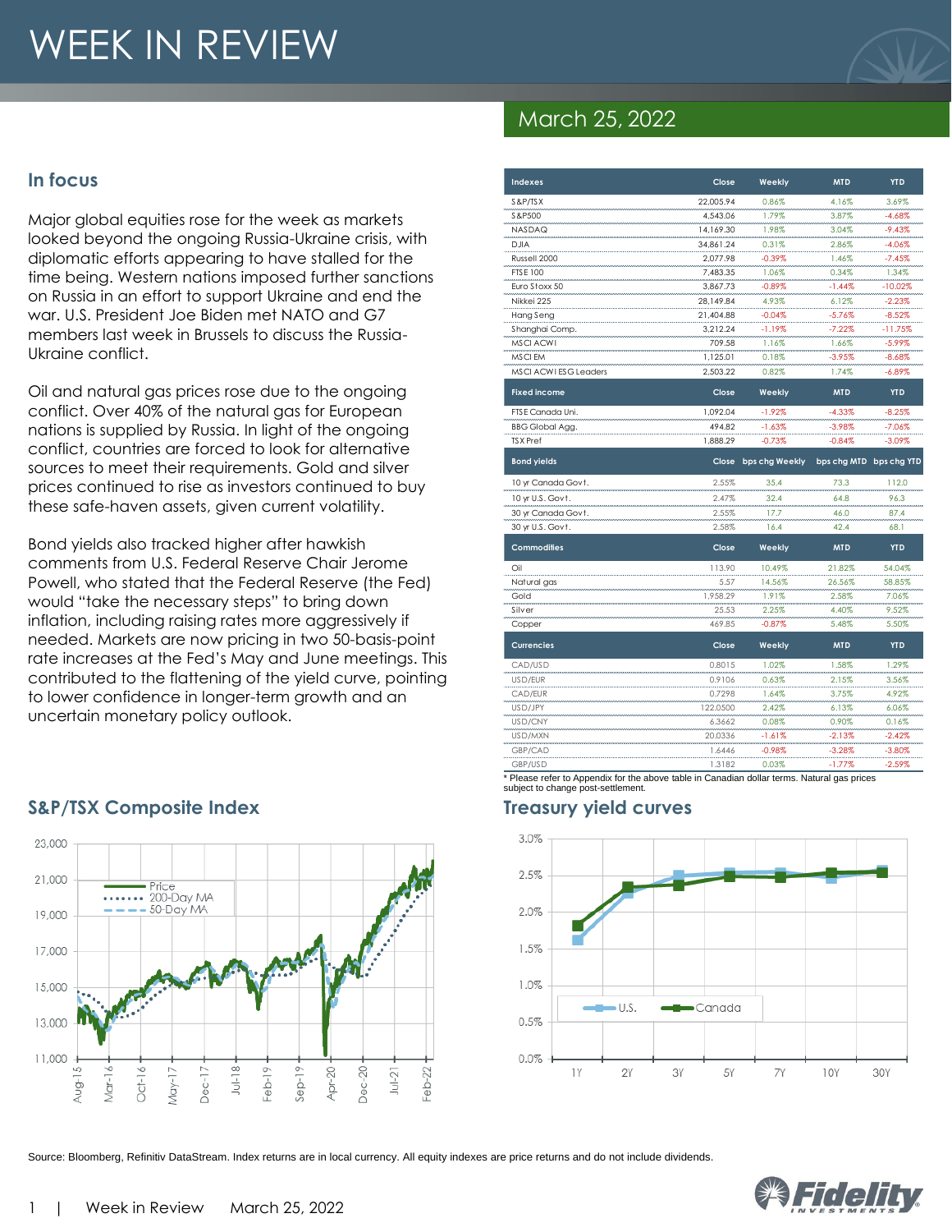# WEEK IN REVIEW

## March 25, 2022

### In focus

Major global equities rose for the week as markets looked beyond the ongoing Russia-Ukraine crisis, with diplomatic efforts appearing to have stalled for the time being. Western nations imposed further sanctions on Russia in an effort to support Ukraine and end the war. U.S. President Joe Biden met NATO and G7 members last week in Brussels to discuss the Russia-Ukraine conflict.

Oil and natural gas prices rose due to the ongoing conflict. Over 40% of the natural gas for European nations is supplied by Russia. In light of the ongoing conflict, countries are forced to look for alternative sources to meet their requirements. Gold and silver prices continued to rise as investors continued to buy these safe-haven assets, given current volatility.

Bond yields also tracked higher after hawkish comments from U.S. Federal Reserve Chair Jerome Powell, who stated that the Federal Reserve (the Fed) would "take the necessary steps" to bring down inflation, including raising rates more aggressively if needed. Markets are now pricing in two 50-basis-point rate increases at the Fed's May and June meetings. This contributed to the flattening of the yield curve, pointing to lower confidence in longer-term growth and an uncertain monetary policy outlook.

| Indexes | Close | Weekly | MTD | YTD |
|---|---|---|---|---|
| S&P/TSX | 22,005.94 | 0.86% | 4.16% | 3.69% |
| S&P500 | 4,543.06 | 1.79% | 3.87% | -4.68% |
| NASDAQ | 14,169.30 | 1.98% | 3.04% | -9.43% |
| DJIA | 34,861.24 | 0.31% | 2.86% | -4.06% |
| Russell 2000 | 2,077.98 | -0.39% | 1.46% | -7.45% |
| FTSE 100 | 7,483.35 | 1.06% | 0.34% | 1.34% |
| Euro Stoxx 50 | 3,867.73 | -0.89% | -1.44% | -10.02% |
| Nikkei 225 | 28,149.84 | 4.93% | 6.12% | -2.23% |
| Hang Seng | 21,404.88 | -0.04% | -5.76% | -8.52% |
| Shanghai Comp. | 3,212.24 | -1.19% | -7.22% | -11.75% |
| MSCI ACWI | 709.58 | 1.16% | 1.66% | -5.99% |
| MSCI EM | 1,125.01 | 0.18% | -3.95% | -8.68% |
| MSCI ACWI ESG Leaders | 2,503.22 | 0.82% | 1.74% | -6.89% |
| **Fixed income** | **Close** | **Weekly** | **MTD** | **YTD** |
| FTSE Canada Uni. | 1,092.04 | -1.92% | -4.33% | -8.25% |
| BBG Global Agg. | 494.82 | -1.63% | -3.98% | -7.06% |
| TSX Pref | 1,888.29 | -0.73% | -0.84% | -3.09% |
| **Bond yields** | **Close** | **bps chg Weekly** | **bps chg MTD** | **bps chg YTD** |
| 10 yr Canada Govt. | 2.55% | 35.4 | 73.3 | 112.0 |
| 10 yr U.S. Govt. | 2.47% | 32.4 | 64.8 | 96.3 |
| 30 yr Canada Govt. | 2.55% | 17.7 | 46.0 | 87.4 |
| 30 yr U.S. Govt. | 2.58% | 16.4 | 42.4 | 68.1 |
| **Commodities** | **Close** | **Weekly** | **MTD** | **YTD** |
| Oil | 113.90 | 10.49% | 21.82% | 54.04% |
| Natural gas | 5.57 | 14.56% | 26.56% | 58.85% |
| Gold | 1,958.29 | 1.91% | 2.58% | 7.06% |
| Silver | 25.53 | 2.25% | 4.40% | 9.52% |
| Copper | 469.85 | -0.87% | 5.48% | 5.50% |
| **Currencies** | **Close** | **Weekly** | **MTD** | **YTD** |
| CAD/USD | 0.8015 | 1.02% | 1.58% | 1.29% |
| USD/EUR | 0.9106 | 0.63% | 2.15% | 3.56% |
| CAD/EUR | 0.7298 | 1.64% | 3.75% | 4.92% |
| USD/JPY | 122.0500 | 2.42% | 6.13% | 6.06% |
| USD/CNY | 6.3662 | 0.08% | 0.90% | 0.16% |
| USD/MXN | 20.0336 | -1.61% | -2.13% | -2.42% |
| GBP/CAD | 1.6446 | -0.98% | -3.28% | -3.80% |
| GBP/USD | 1.3182 | 0.03% | -1.77% | -2.59% |

* Please refer to Appendix for the above table in Canadian dollar terms. Natural gas prices subject to change post-settlement.

### S&P/TSX Composite Index

### Treasury yield curves

Source: Bloomberg, Refinitiv DataStream. Index returns are in local currency. All equity indexes are price returns and do not include dividends.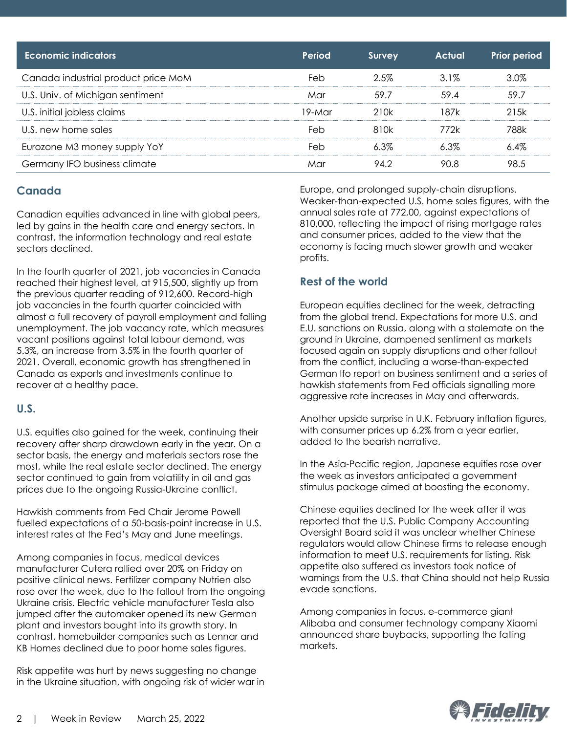| Economic indicators | Period | Survey | Actual | Prior period |
|---|---|---|---|---|
| Canada industrial product price MoM | Feb | 2.5% | 3.1% | 3.0% |
| U.S. Univ. of Michigan sentiment | Mar | 59.7 | 59.4 | 59.7 |
| U.S. initial jobless claims | 19-Mar | 210k | 187k | 215k |
| U.S. new home sales | Feb | 810k | 772k | 788k |
| Eurozone M3 money supply YoY | Feb | 6.3% | 6.3% | 6.4% |
| Germany IFO business climate | Mar | 94.2 | 90.8 | 98.5 |

## Canada

Canadian equities advanced in line with global peers, led by gains in the health care and energy sectors. In contrast, the information technology and real estate sectors declined.

In the fourth quarter of 2021, job vacancies in Canada reached their highest level, at 915,500, slightly up from the previous quarter reading of 912,600. Record-high job vacancies in the fourth quarter coincided with almost a full recovery of payroll employment and falling unemployment. The job vacancy rate, which measures vacant positions against total labour demand, was 5.3%, an increase from 3.5% in the fourth quarter of 2021. Overall, economic growth has strengthened in Canada as exports and investments continue to recover at a healthy pace.

## U.S.

U.S. equities also gained for the week, continuing their recovery after sharp drawdown early in the year. On a sector basis, the energy and materials sectors rose the most, while the real estate sector declined. The energy sector continued to gain from volatility in oil and gas prices due to the ongoing Russia-Ukraine conflict.

Hawkish comments from Fed Chair Jerome Powell fuelled expectations of a 50-basis-point increase in U.S. interest rates at the Fed's May and June meetings.

Among companies in focus, medical devices manufacturer Cutera rallied over 20% on Friday on positive clinical news. Fertilizer company Nutrien also rose over the week, due to the fallout from the ongoing Ukraine crisis. Electric vehicle manufacturer Tesla also jumped after the automaker opened its new German plant and investors bought into its growth story. In contrast, homebuilder companies such as Lennar and KB Homes declined due to poor home sales figures.

Risk appetite was hurt by news suggesting no change in the Ukraine situation, with ongoing risk of wider war in Europe, and prolonged supply-chain disruptions. Weaker-than-expected U.S. home sales figures, with the annual sales rate at 772,00, against expectations of 810,000, reflecting the impact of rising mortgage rates and consumer prices, added to the view that the economy is facing much slower growth and weaker profits.

## Rest of the world

European equities declined for the week, detracting from the global trend. Expectations for more U.S. and E.U. sanctions on Russia, along with a stalemate on the ground in Ukraine, dampened sentiment as markets focused again on supply disruptions and other fallout from the conflict, including a worse-than-expected German Ifo report on business sentiment and a series of hawkish statements from Fed officials signalling more aggressive rate increases in May and afterwards.

Another upside surprise in U.K. February inflation figures, with consumer prices up 6.2% from a year earlier, added to the bearish narrative.

In the Asia-Pacific region, Japanese equities rose over the week as investors anticipated a government stimulus package aimed at boosting the economy.

Chinese equities declined for the week after it was reported that the U.S. Public Company Accounting Oversight Board said it was unclear whether Chinese regulators would allow Chinese firms to release enough information to meet U.S. requirements for listing. Risk appetite also suffered as investors took notice of warnings from the U.S. that China should not help Russia evade sanctions.

Among companies in focus, e-commerce giant Alibaba and consumer technology company Xiaomi announced share buybacks, supporting the falling markets.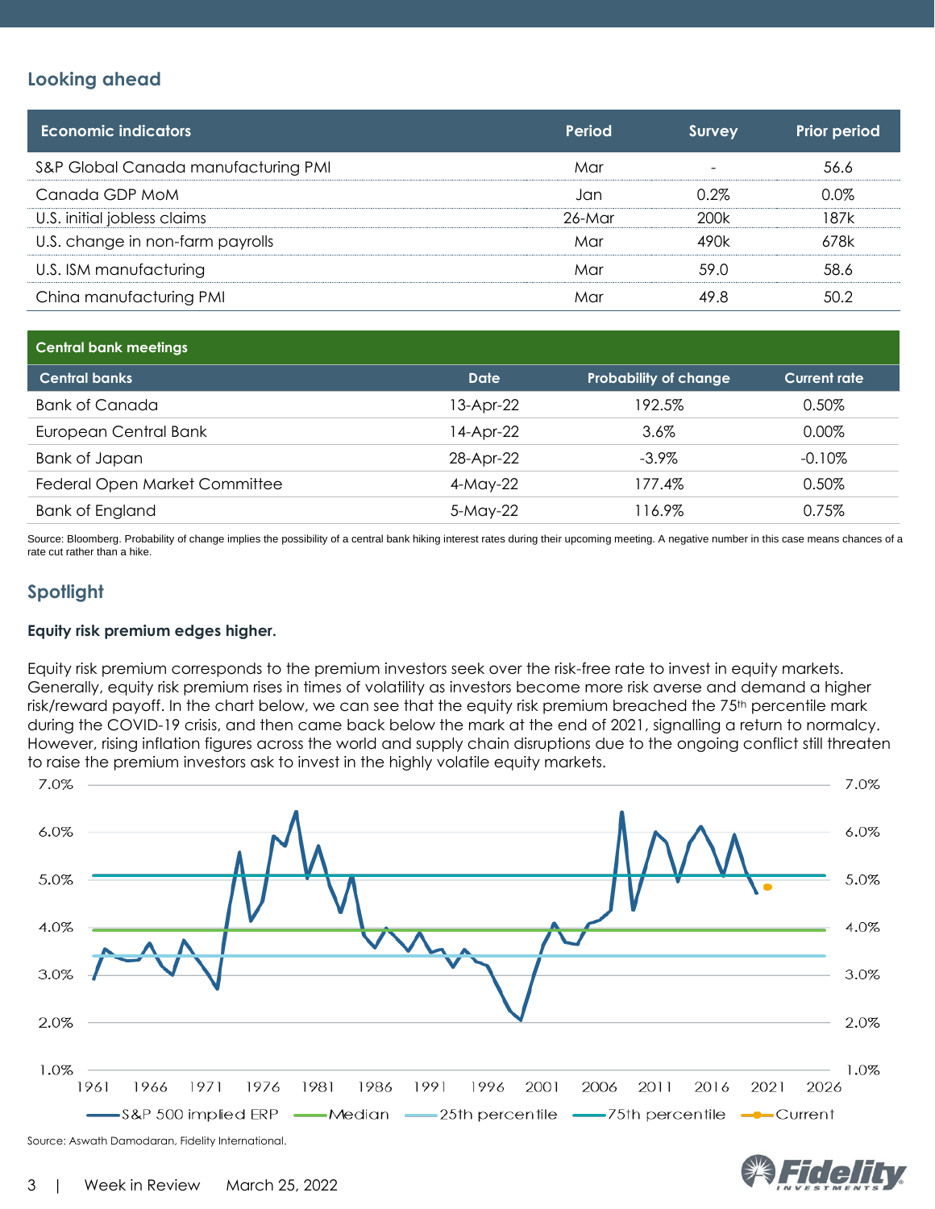## Looking ahead

| Economic indicators | Period | Survey | Prior period |
|---|---|---|---|
| S&P Global Canada manufacturing PMI | Mar | - | 56.6 |
| Canada GDP MoM | Jan | 0.2% | 0.0% |
| U.S. initial jobless claims | 26-Mar | 200k | 187k |
| U.S. change in non-farm payrolls | Mar | 490k | 678k |
| U.S. ISM manufacturing | Mar | 59.0 | 58.6 |
| China manufacturing PMI | Mar | 49.8 | 50.2 |

| Central bank meetings | | | |
|---|---|---|---|
| **Central banks** | **Date** | **Probability of change** | **Current rate** |
| Bank of Canada | 13-Apr-22 | 192.5% | 0.50% |
| European Central Bank | 14-Apr-22 | 3.6% | 0.00% |
| Bank of Japan | 28-Apr-22 | -3.9% | -0.10% |
| Federal Open Market Committee | 4-May-22 | 177.4% | 0.50% |
| Bank of England | 5-May-22 | 116.9% | 0.75% |

Source: Bloomberg. Probability of change implies the possibility of a central bank hiking interest rates during their upcoming meeting. A negative number in this case means chances of a rate cut rather than a hike.

## Spotlight

**Equity risk premium edges higher.**

Equity risk premium corresponds to the premium investors seek over the risk-free rate to invest in equity markets. Generally, equity risk premium rises in times of volatility as investors become more risk averse and demand a higher risk/reward payoff. In the chart below, we can see that the equity risk premium breached the 75th percentile mark during the COVID-19 crisis, and then came back below the mark at the end of 2021, signalling a return to normalcy. However, rising inflation figures across the world and supply chain disruptions due to the ongoing conflict still threaten to raise the premium investors ask to invest in the highly volatile equity markets.

Source: Aswath Damodaran, Fidelity International.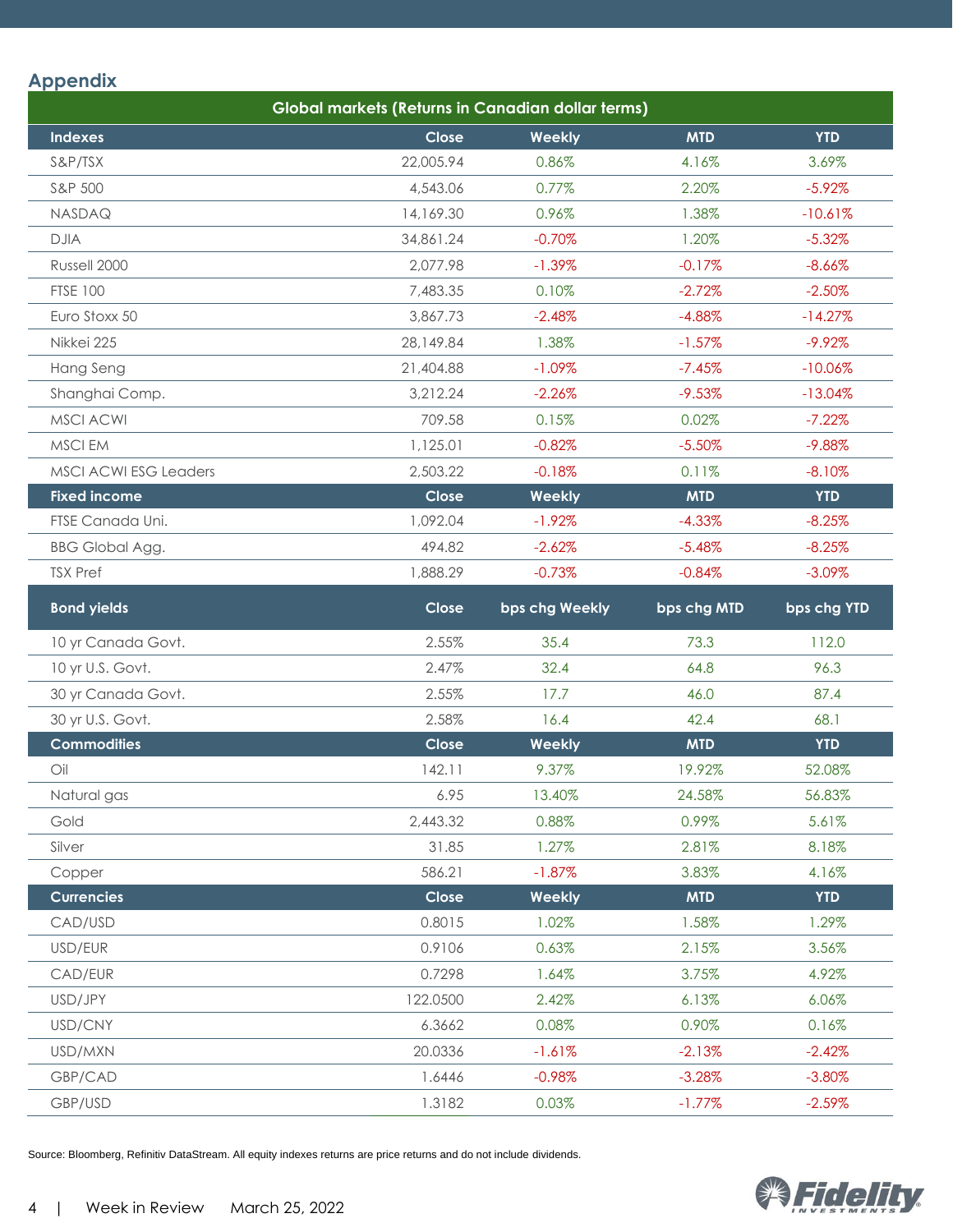## Appendix

| Global markets (Returns in Canadian dollar terms) | | | | |
|---|---|---|---|---|
| **Indexes** | **Close** | **Weekly** | **MTD** | **YTD** |
| S&P/TSX | 22,005.94 | 0.86% | 4.16% | 3.69% |
| S&P 500 | 4,543.06 | 0.77% | 2.20% | -5.92% |
| NASDAQ | 14,169.30 | 0.96% | 1.38% | -10.61% |
| DJIA | 34,861.24 | -0.70% | 1.20% | -5.32% |
| Russell 2000 | 2,077.98 | -1.39% | -0.17% | -8.66% |
| FTSE 100 | 7,483.35 | 0.10% | -2.72% | -2.50% |
| Euro Stoxx 50 | 3,867.73 | -2.48% | -4.88% | -14.27% |
| Nikkei 225 | 28,149.84 | 1.38% | -1.57% | -9.92% |
| Hang Seng | 21,404.88 | -1.09% | -7.45% | -10.06% |
| Shanghai Comp. | 3,212.24 | -2.26% | -9.53% | -13.04% |
| MSCI ACWI | 709.58 | 0.15% | 0.02% | -7.22% |
| MSCI EM | 1,125.01 | -0.82% | -5.50% | -9.88% |
| MSCI ACWI ESG Leaders | 2,503.22 | -0.18% | 0.11% | -8.10% |
| **Fixed income** | **Close** | **Weekly** | **MTD** | **YTD** |
| FTSE Canada Uni. | 1,092.04 | -1.92% | -4.33% | -8.25% |
| BBG Global Agg. | 494.82 | -2.62% | -5.48% | -8.25% |
| TSX Pref | 1,888.29 | -0.73% | -0.84% | -3.09% |
| **Bond yields** | **Close** | **bps chg Weekly** | **bps chg MTD** | **bps chg YTD** |
| 10 yr Canada Govt. | 2.55% | 35.4 | 73.3 | 112.0 |
| 10 yr U.S. Govt. | 2.47% | 32.4 | 64.8 | 96.3 |
| 30 yr Canada Govt. | 2.55% | 17.7 | 46.0 | 87.4 |
| 30 yr U.S. Govt. | 2.58% | 16.4 | 42.4 | 68.1 |
| **Commodities** | **Close** | **Weekly** | **MTD** | **YTD** |
| Oil | 142.11 | 9.37% | 19.92% | 52.08% |
| Natural gas | 6.95 | 13.40% | 24.58% | 56.83% |
| Gold | 2,443.32 | 0.88% | 0.99% | 5.61% |
| Silver | 31.85 | 1.27% | 2.81% | 8.18% |
| Copper | 586.21 | -1.87% | 3.83% | 4.16% |
| **Currencies** | **Close** | **Weekly** | **MTD** | **YTD** |
| CAD/USD | 0.8015 | 1.02% | 1.58% | 1.29% |
| USD/EUR | 0.9106 | 0.63% | 2.15% | 3.56% |
| CAD/EUR | 0.7298 | 1.64% | 3.75% | 4.92% |
| USD/JPY | 122.0500 | 2.42% | 6.13% | 6.06% |
| USD/CNY | 6.3662 | 0.08% | 0.90% | 0.16% |
| USD/MXN | 20.0336 | -1.61% | -2.13% | -2.42% |
| GBP/CAD | 1.6446 | -0.98% | -3.28% | -3.80% |
| GBP/USD | 1.3182 | 0.03% | -1.77% | -2.59% |

Source: Bloomberg, Refinitiv DataStream. All equity indexes returns are price returns and do not include dividends.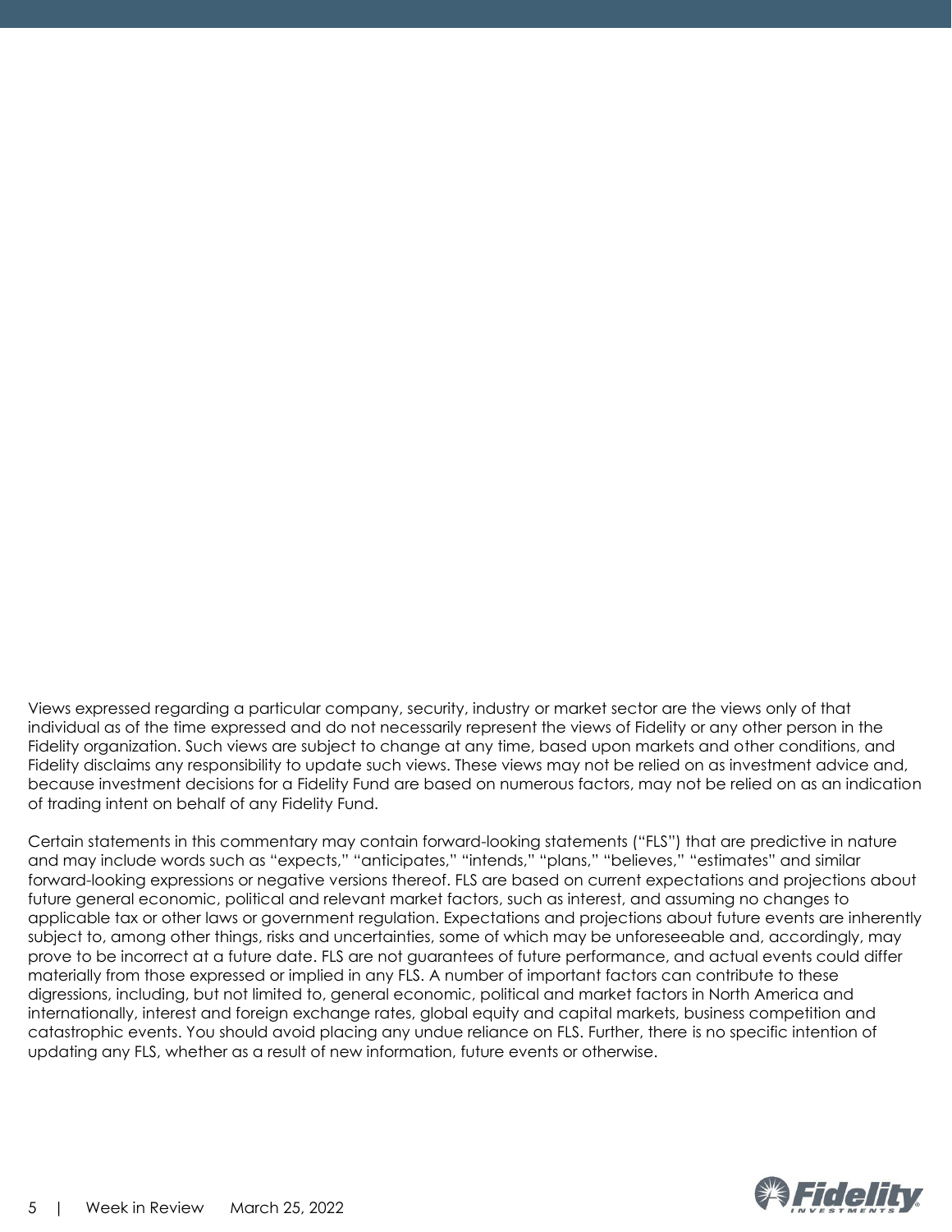Views expressed regarding a particular company, security, industry or market sector are the views only of that individual as of the time expressed and do not necessarily represent the views of Fidelity or any other person in the Fidelity organization. Such views are subject to change at any time, based upon markets and other conditions, and Fidelity disclaims any responsibility to update such views. These views may not be relied on as investment advice and, because investment decisions for a Fidelity Fund are based on numerous factors, may not be relied on as an indication of trading intent on behalf of any Fidelity Fund.

Certain statements in this commentary may contain forward-looking statements ("FLS") that are predictive in nature and may include words such as "expects," "anticipates," "intends," "plans," "believes," "estimates" and similar forward-looking expressions or negative versions thereof. FLS are based on current expectations and projections about future general economic, political and relevant market factors, such as interest, and assuming no changes to applicable tax or other laws or government regulation. Expectations and projections about future events are inherently subject to, among other things, risks and uncertainties, some of which may be unforeseeable and, accordingly, may prove to be incorrect at a future date. FLS are not guarantees of future performance, and actual events could differ materially from those expressed or implied in any FLS. A number of important factors can contribute to these digressions, including, but not limited to, general economic, political and market factors in North America and internationally, interest and foreign exchange rates, global equity and capital markets, business competition and catastrophic events. You should avoid placing any undue reliance on FLS. Further, there is no specific intention of updating any FLS, whether as a result of new information, future events or otherwise.